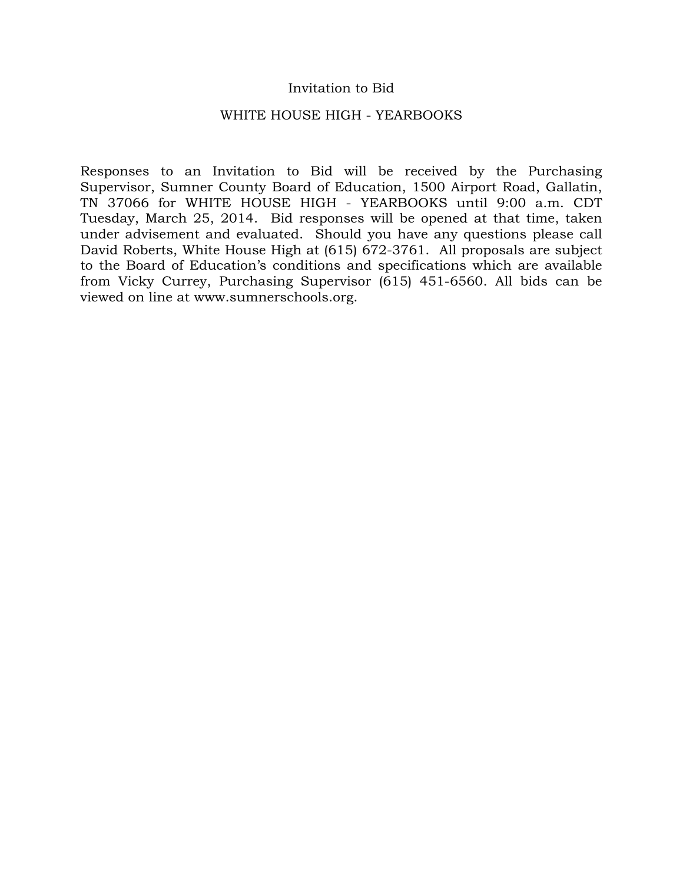# Invitation to Bid

## WHITE HOUSE HIGH - YEARBOOKS

Responses to an Invitation to Bid will be received by the Purchasing Supervisor, Sumner County Board of Education, 1500 Airport Road, Gallatin, TN 37066 for WHITE HOUSE HIGH - YEARBOOKS until 9:00 a.m. CDT Tuesday, March 25, 2014. Bid responses will be opened at that time, taken under advisement and evaluated. Should you have any questions please call David Roberts, White House High at (615) 672-3761. All proposals are subject to the Board of Education's conditions and specifications which are available from Vicky Currey, Purchasing Supervisor (615) 451-6560. All bids can be viewed on line at www.sumnerschools.org.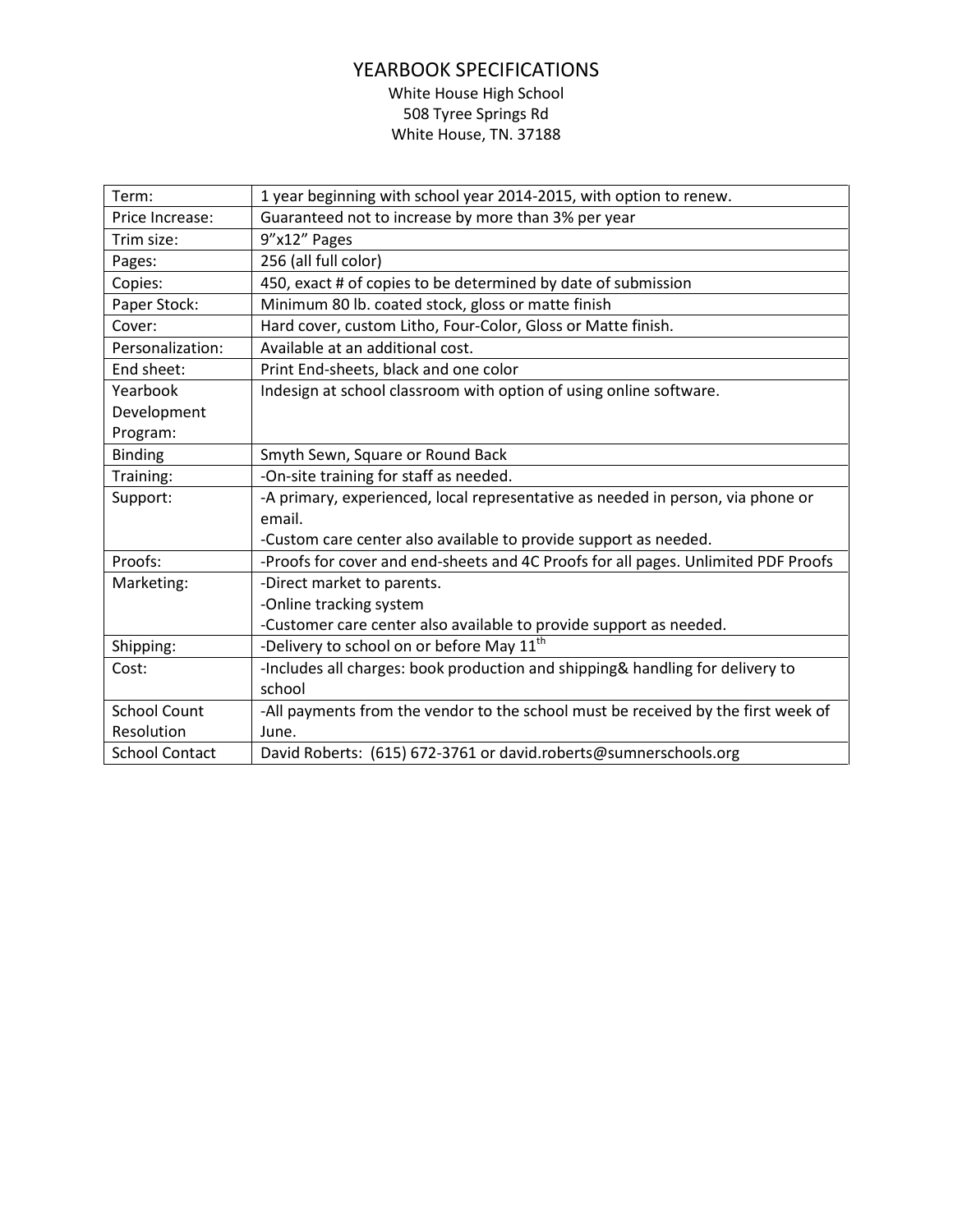# YEARBOOK SPECIFICATIONS

White House High School
508 Tyree Springs Rd
White House, TN. 37188

| | |
|---|---|
| Term: | 1 year beginning with school year 2014-2015, with option to renew. |
| Price Increase: | Guaranteed not to increase by more than 3% per year |
| Trim size: | 9"x12" Pages |
| Pages: | 256 (all full color) |
| Copies: | 450, exact # of copies to be determined by date of submission |
| Paper Stock: | Minimum 80 lb. coated stock, gloss or matte finish |
| Cover: | Hard cover, custom Litho, Four-Color, Gloss or Matte finish. |
| Personalization: | Available at an additional cost. |
| End sheet: | Print End-sheets, black and one color |
| Yearbook Development Program: | Indesign at school classroom with option of using online software. |
| Binding | Smyth Sewn, Square or Round Back |
| Training: | -On-site training for staff as needed. |
| Support: | -A primary, experienced, local representative as needed in person, via phone or email.<br>-Custom care center also available to provide support as needed. |
| Proofs: | -Proofs for cover and end-sheets and 4C Proofs for all pages. Unlimited PDF Proofs |
| Marketing: | -Direct market to parents.<br>-Online tracking system<br>-Customer care center also available to provide support as needed. |
| Shipping: | -Delivery to school on or before May 11th |
| Cost: | -Includes all charges: book production and shipping& handling for delivery to school |
| School Count Resolution | -All payments from the vendor to the school must be received by the first week of June. |
| School Contact | David Roberts: (615) 672-3761 or david.roberts@sumnerschools.org |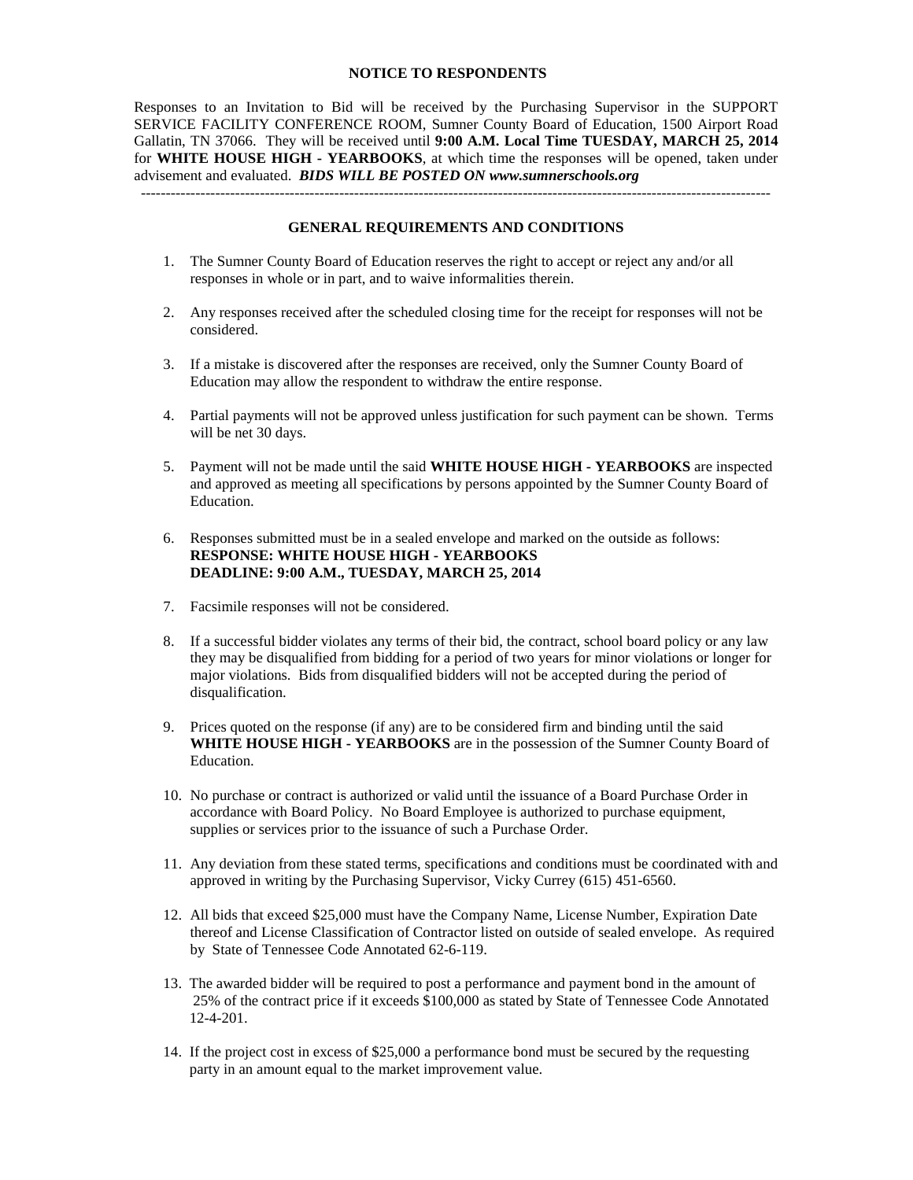## NOTICE TO RESPONDENTS

Responses to an Invitation to Bid will be received by the Purchasing Supervisor in the SUPPORT SERVICE FACILITY CONFERENCE ROOM, Sumner County Board of Education, 1500 Airport Road Gallatin, TN 37066. They will be received until **9:00 A.M. Local Time TUESDAY, MARCH 25, 2014** for **WHITE HOUSE HIGH - YEARBOOKS**, at which time the responses will be opened, taken under advisement and evaluated. ***BIDS WILL BE POSTED ON www.sumnerschools.org***

---

## GENERAL REQUIREMENTS AND CONDITIONS

1. The Sumner County Board of Education reserves the right to accept or reject any and/or all responses in whole or in part, and to waive informalities therein.

2. Any responses received after the scheduled closing time for the receipt for responses will not be considered.

3. If a mistake is discovered after the responses are received, only the Sumner County Board of Education may allow the respondent to withdraw the entire response.

4. Partial payments will not be approved unless justification for such payment can be shown. Terms will be net 30 days.

5. Payment will not be made until the said **WHITE HOUSE HIGH - YEARBOOKS** are inspected and approved as meeting all specifications by persons appointed by the Sumner County Board of Education.

6. Responses submitted must be in a sealed envelope and marked on the outside as follows:
   **RESPONSE: WHITE HOUSE HIGH - YEARBOOKS**
   **DEADLINE: 9:00 A.M., TUESDAY, MARCH 25, 2014**

7. Facsimile responses will not be considered.

8. If a successful bidder violates any terms of their bid, the contract, school board policy or any law they may be disqualified from bidding for a period of two years for minor violations or longer for major violations. Bids from disqualified bidders will not be accepted during the period of disqualification.

9. Prices quoted on the response (if any) are to be considered firm and binding until the said **WHITE HOUSE HIGH - YEARBOOKS** are in the possession of the Sumner County Board of Education.

10. No purchase or contract is authorized or valid until the issuance of a Board Purchase Order in accordance with Board Policy. No Board Employee is authorized to purchase equipment, supplies or services prior to the issuance of such a Purchase Order.

11. Any deviation from these stated terms, specifications and conditions must be coordinated with and approved in writing by the Purchasing Supervisor, Vicky Currey (615) 451-6560.

12. All bids that exceed $25,000 must have the Company Name, License Number, Expiration Date thereof and License Classification of Contractor listed on outside of sealed envelope. As required by State of Tennessee Code Annotated 62-6-119.

13. The awarded bidder will be required to post a performance and payment bond in the amount of 25% of the contract price if it exceeds $100,000 as stated by State of Tennessee Code Annotated 12-4-201.

14. If the project cost in excess of $25,000 a performance bond must be secured by the requesting party in an amount equal to the market improvement value.